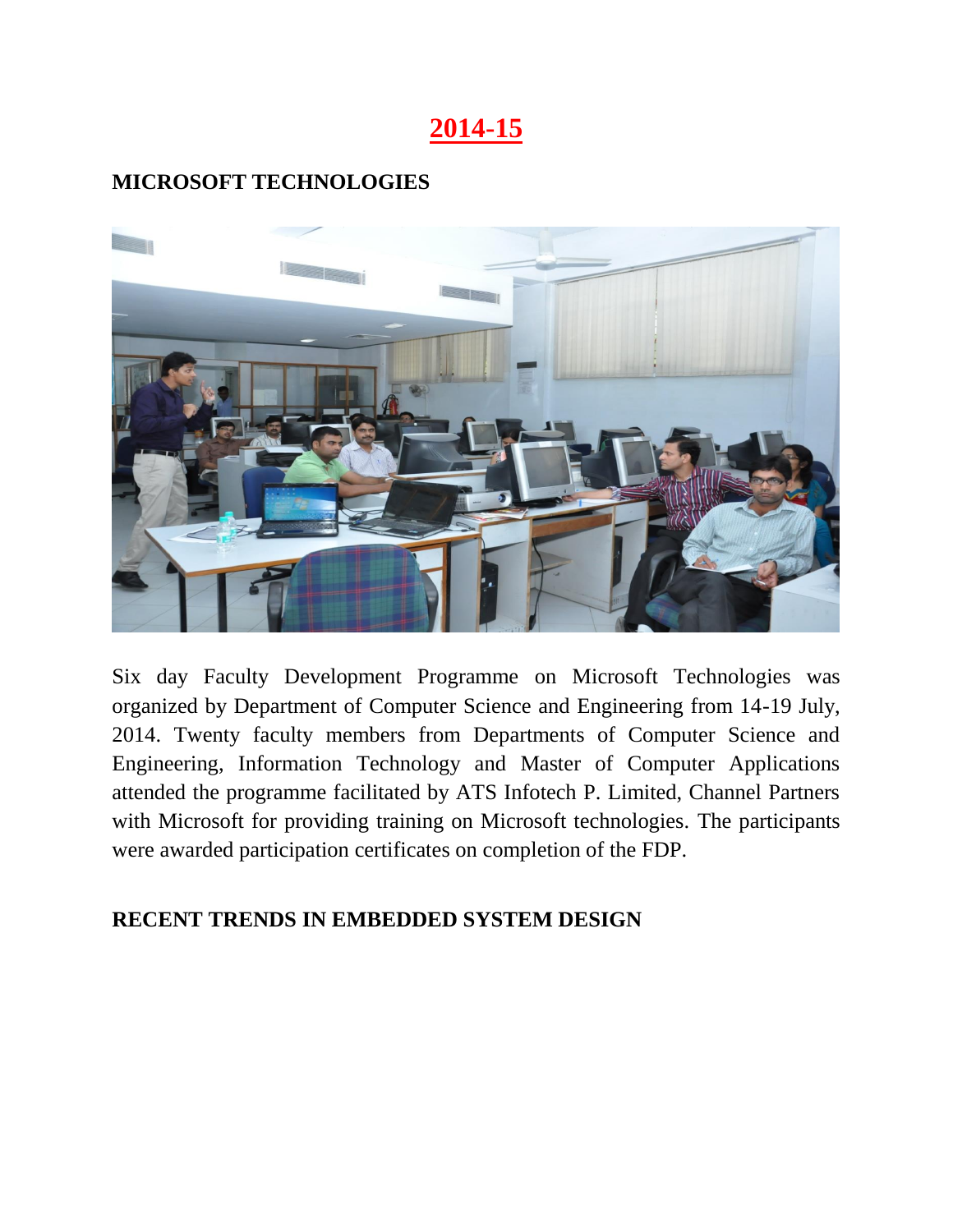# 2014-15

## MICROSOFT TECHNOLOGIES

Six day Faculty Development Programme on Microsoft Technologies was organized by Department of Computer Science and Engineering from 14-19 July, 2014. Twenty faculty members from Departments of Computer Science and Engineering, Information Technology and Master of Computer Applications attended the programme facilitated by ATS Infotech P. Limited, Channel Partners with Microsoft for providing training on Microsoft technologies. The participants were awarded participation certificates on completion of the FDP.

## RECENT TRENDS IN EMBEDDED SYSTEM DESIGN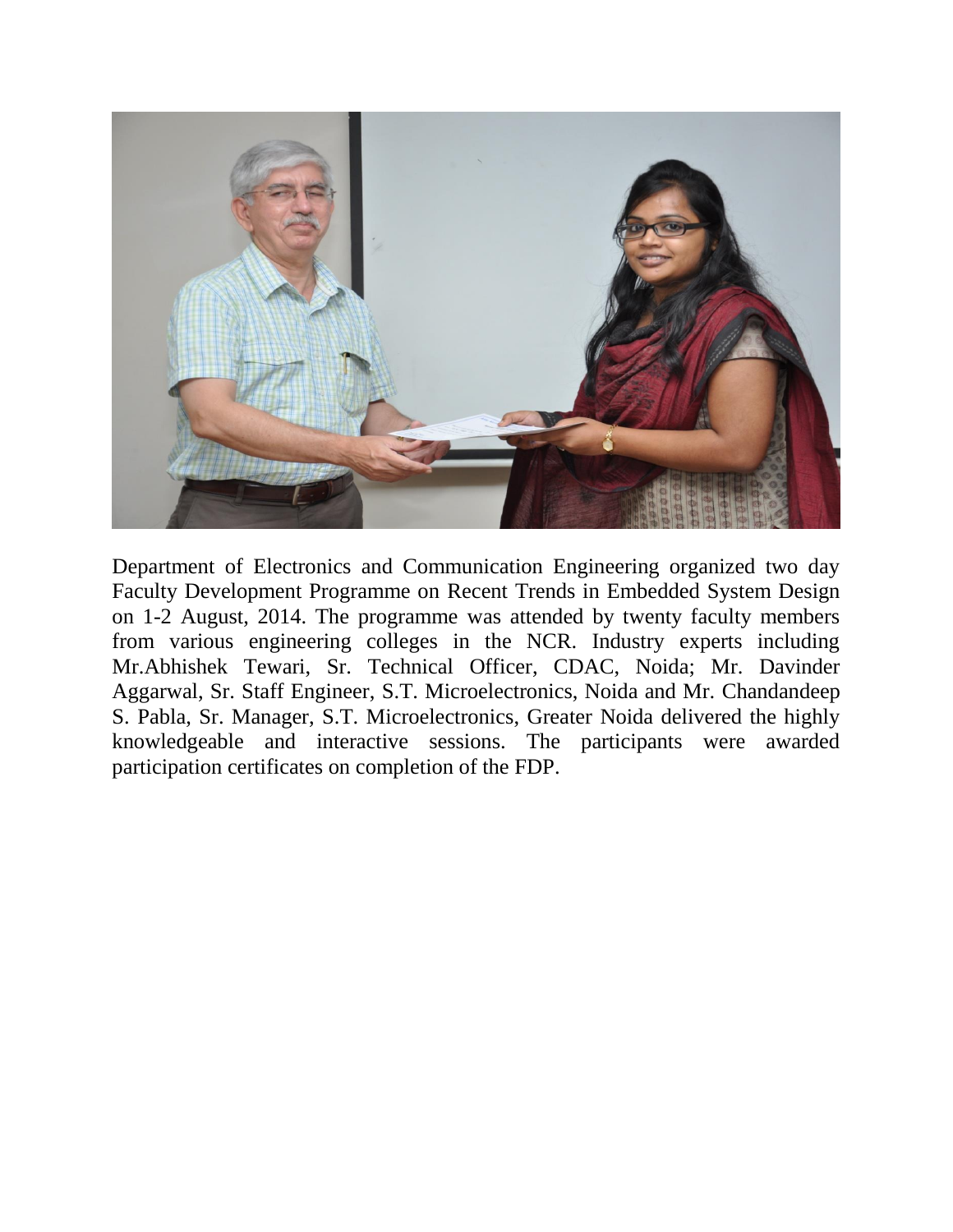Department of Electronics and Communication Engineering organized two day Faculty Development Programme on Recent Trends in Embedded System Design on 1-2 August, 2014. The programme was attended by twenty faculty members from various engineering colleges in the NCR. Industry experts including Mr.Abhishek Tewari, Sr. Technical Officer, CDAC, Noida; Mr. Davinder Aggarwal, Sr. Staff Engineer, S.T. Microelectronics, Noida and Mr. Chandandeep S. Pabla, Sr. Manager, S.T. Microelectronics, Greater Noida delivered the highly knowledgeable and interactive sessions. The participants were awarded participation certificates on completion of the FDP.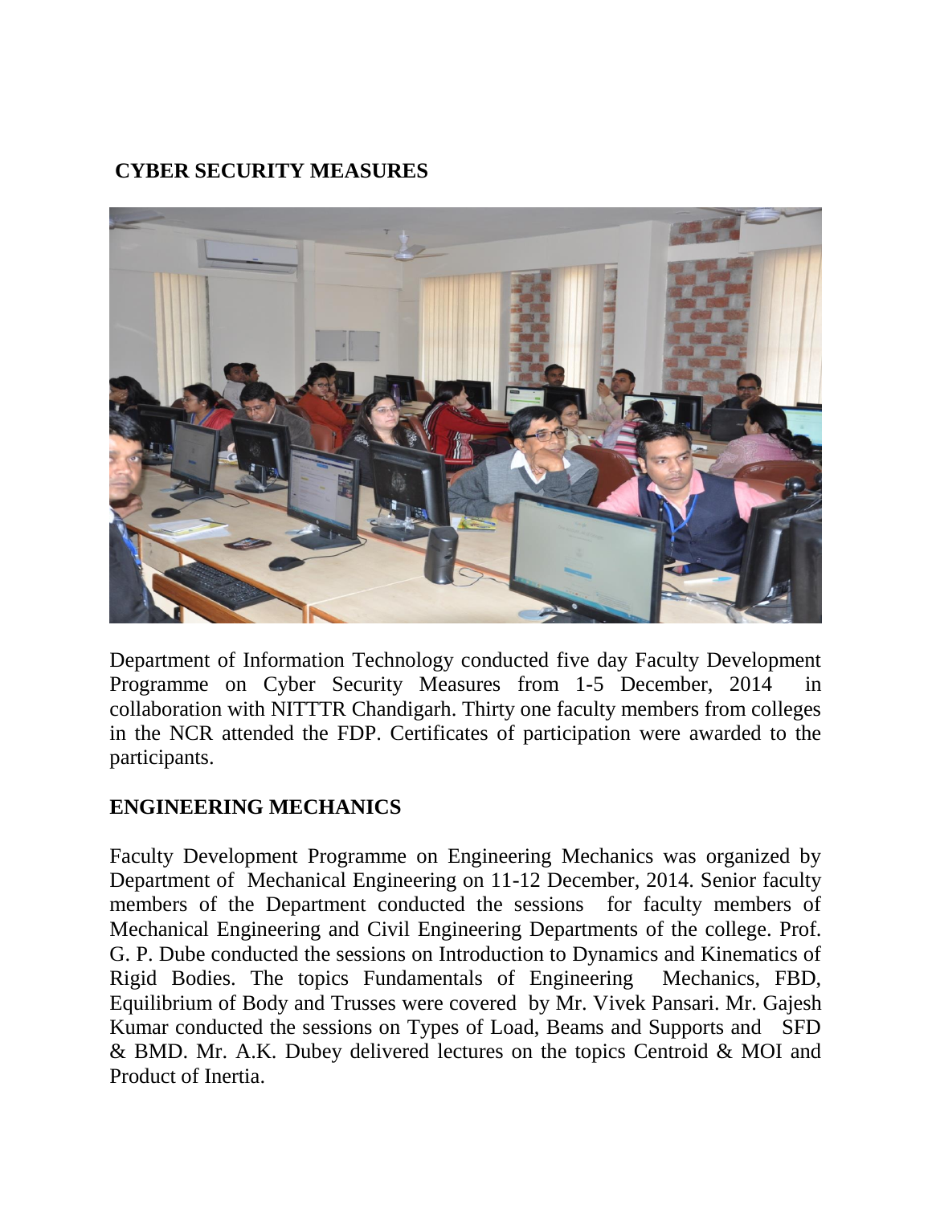## CYBER SECURITY MEASURES

Department of Information Technology conducted five day Faculty Development Programme on Cyber Security Measures from 1-5 December, 2014 in collaboration with NITTTR Chandigarh. Thirty one faculty members from colleges in the NCR attended the FDP. Certificates of participation were awarded to the participants.

## ENGINEERING MECHANICS

Faculty Development Programme on Engineering Mechanics was organized by Department of Mechanical Engineering on 11-12 December, 2014. Senior faculty members of the Department conducted the sessions for faculty members of Mechanical Engineering and Civil Engineering Departments of the college. Prof. G. P. Dube conducted the sessions on Introduction to Dynamics and Kinematics of Rigid Bodies. The topics Fundamentals of Engineering Mechanics, FBD, Equilibrium of Body and Trusses were covered by Mr. Vivek Pansari. Mr. Gajesh Kumar conducted the sessions on Types of Load, Beams and Supports and SFD & BMD. Mr. A.K. Dubey delivered lectures on the topics Centroid & MOI and Product of Inertia.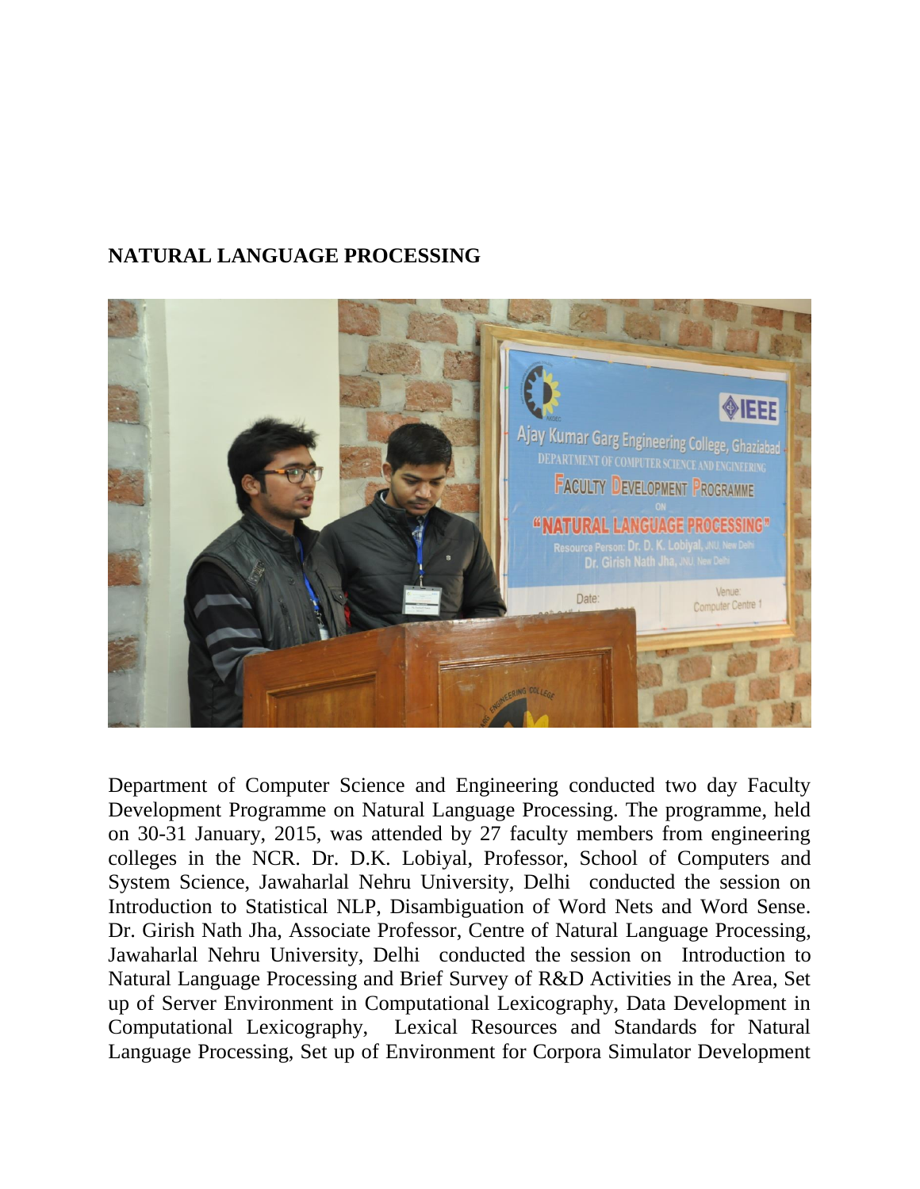**NATURAL LANGUAGE PROCESSING**

Department of Computer Science and Engineering conducted two day Faculty Development Programme on Natural Language Processing. The programme, held on 30-31 January, 2015, was attended by 27 faculty members from engineering colleges in the NCR. Dr. D.K. Lobiyal, Professor, School of Computers and System Science, Jawaharlal Nehru University, Delhi conducted the session on Introduction to Statistical NLP, Disambiguation of Word Nets and Word Sense. Dr. Girish Nath Jha, Associate Professor, Centre of Natural Language Processing, Jawaharlal Nehru University, Delhi conducted the session on Introduction to Natural Language Processing and Brief Survey of R&D Activities in the Area, Set up of Server Environment in Computational Lexicography, Data Development in Computational Lexicography, Lexical Resources and Standards for Natural Language Processing, Set up of Environment for Corpora Simulator Development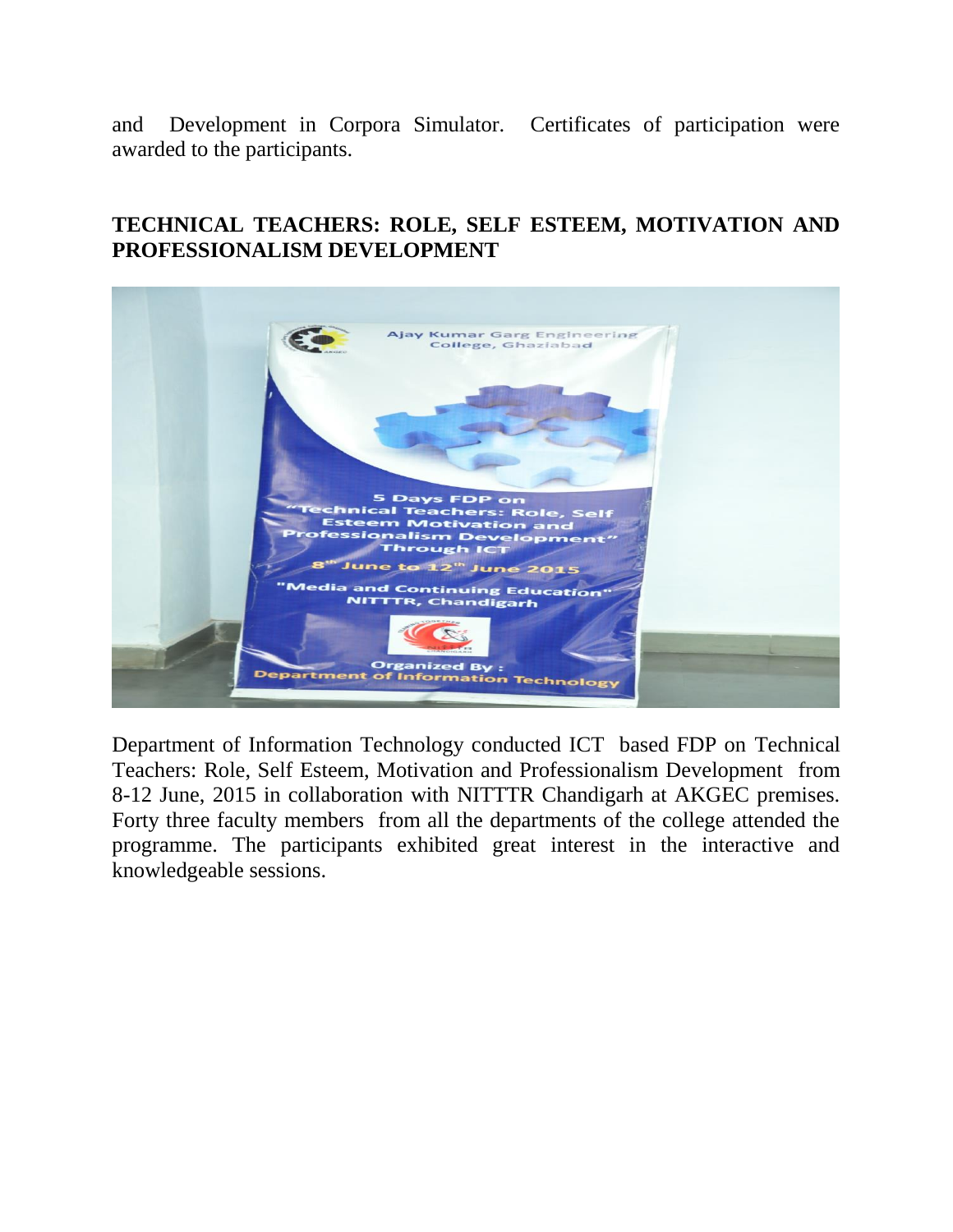and Development in Corpora Simulator. Certificates of participation were awarded to the participants.

## TECHNICAL TEACHERS: ROLE, SELF ESTEEM, MOTIVATION AND PROFESSIONALISM DEVELOPMENT

Department of Information Technology conducted ICT based FDP on Technical Teachers: Role, Self Esteem, Motivation and Professionalism Development from 8-12 June, 2015 in collaboration with NITTTR Chandigarh at AKGEC premises. Forty three faculty members from all the departments of the college attended the programme. The participants exhibited great interest in the interactive and knowledgeable sessions.